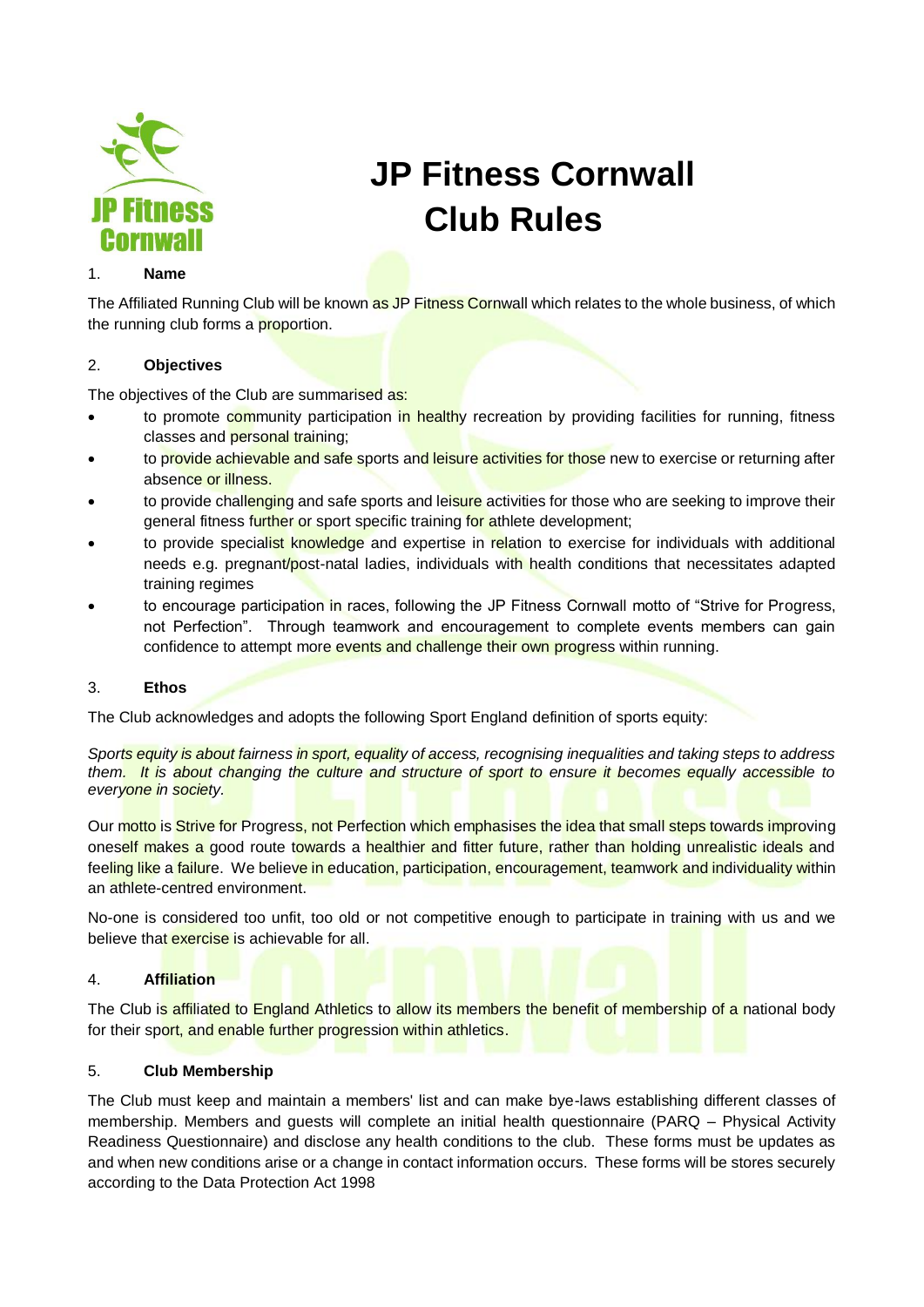# JP Fitness Cornwall Club Rules

1. **Name**

The Affiliated Running Club will be known as JP Fitness Cornwall which relates to the whole business, of which the running club forms a proportion.

2. **Objectives**

The objectives of the Club are summarised as:

- to promote community participation in healthy recreation by providing facilities for running, fitness classes and personal training;
- to provide achievable and safe sports and leisure activities for those new to exercise or returning after absence or illness.
- to provide challenging and safe sports and leisure activities for those who are seeking to improve their general fitness further or sport specific training for athlete development;
- to provide specialist knowledge and expertise in relation to exercise for individuals with additional needs e.g. pregnant/post-natal ladies, individuals with health conditions that necessitates adapted training regimes
- to encourage participation in races, following the JP Fitness Cornwall motto of "Strive for Progress, not Perfection". Through teamwork and encouragement to complete events members can gain confidence to attempt more events and challenge their own progress within running.

3. **Ethos**

The Club acknowledges and adopts the following Sport England definition of sports equity:

*Sports equity is about fairness in sport, equality of access, recognising inequalities and taking steps to address them. It is about changing the culture and structure of sport to ensure it becomes equally accessible to everyone in society.*

Our motto is Strive for Progress, not Perfection which emphasises the idea that small steps towards improving oneself makes a good route towards a healthier and fitter future, rather than holding unrealistic ideals and feeling like a failure. We believe in education, participation, encouragement, teamwork and individuality within an athlete-centred environment.

No-one is considered too unfit, too old or not competitive enough to participate in training with us and we believe that exercise is achievable for all.

4. **Affiliation**

The Club is affiliated to England Athletics to allow its members the benefit of membership of a national body for their sport, and enable further progression within athletics.

5. **Club Membership**

The Club must keep and maintain a members' list and can make bye-laws establishing different classes of membership. Members and guests will complete an initial health questionnaire (PARQ – Physical Activity Readiness Questionnaire) and disclose any health conditions to the club. These forms must be updates as and when new conditions arise or a change in contact information occurs. These forms will be stores securely according to the Data Protection Act 1998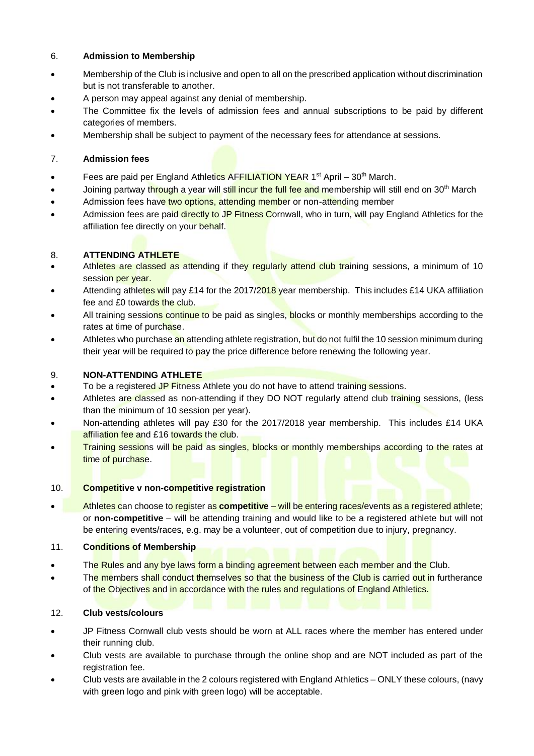## 6. **Admission to Membership**

- Membership of the Club is inclusive and open to all on the prescribed application without discrimination but is not transferable to another.
- A person may appeal against any denial of membership.
- The Committee fix the levels of admission fees and annual subscriptions to be paid by different categories of members.
- Membership shall be subject to payment of the necessary fees for attendance at sessions.

## 7. **Admission fees**

- Fees are paid per England Athletics AFFILIATION YEAR 1st April – 30th March.
- Joining partway through a year will still incur the full fee and membership will still end on 30th March
- Admission fees have two options, attending member or non-attending member
- Admission fees are paid directly to JP Fitness Cornwall, who in turn, will pay England Athletics for the affiliation fee directly on your behalf.

## 8. **ATTENDING ATHLETE**

- Athletes are classed as attending if they regularly attend club training sessions, a minimum of 10 session per year.
- Attending athletes will pay £14 for the 2017/2018 year membership. This includes £14 UKA affiliation fee and £0 towards the club.
- All training sessions continue to be paid as singles, blocks or monthly memberships according to the rates at time of purchase.
- Athletes who purchase an attending athlete registration, but do not fulfil the 10 session minimum during their year will be required to pay the price difference before renewing the following year.

## 9. **NON-ATTENDING ATHLETE**

- To be a registered JP Fitness Athlete you do not have to attend training sessions.
- Athletes are classed as non-attending if they DO NOT regularly attend club training sessions, (less than the minimum of 10 session per year).
- Non-attending athletes will pay £30 for the 2017/2018 year membership. This includes £14 UKA affiliation fee and £16 towards the club.
- Training sessions will be paid as singles, blocks or monthly memberships according to the rates at time of purchase.

## 10. **Competitive v non-competitive registration**

- Athletes can choose to register as **competitive** – will be entering races/events as a registered athlete; or **non-competitive** – will be attending training and would like to be a registered athlete but will not be entering events/races, e.g. may be a volunteer, out of competition due to injury, pregnancy.

## 11. **Conditions of Membership**

- The Rules and any bye laws form a binding agreement between each member and the Club.
- The members shall conduct themselves so that the business of the Club is carried out in furtherance of the Objectives and in accordance with the rules and regulations of England Athletics.

## 12. **Club vests/colours**

- JP Fitness Cornwall club vests should be worn at ALL races where the member has entered under their running club.
- Club vests are available to purchase through the online shop and are NOT included as part of the registration fee.
- Club vests are available in the 2 colours registered with England Athletics – ONLY these colours, (navy with green logo and pink with green logo) will be acceptable.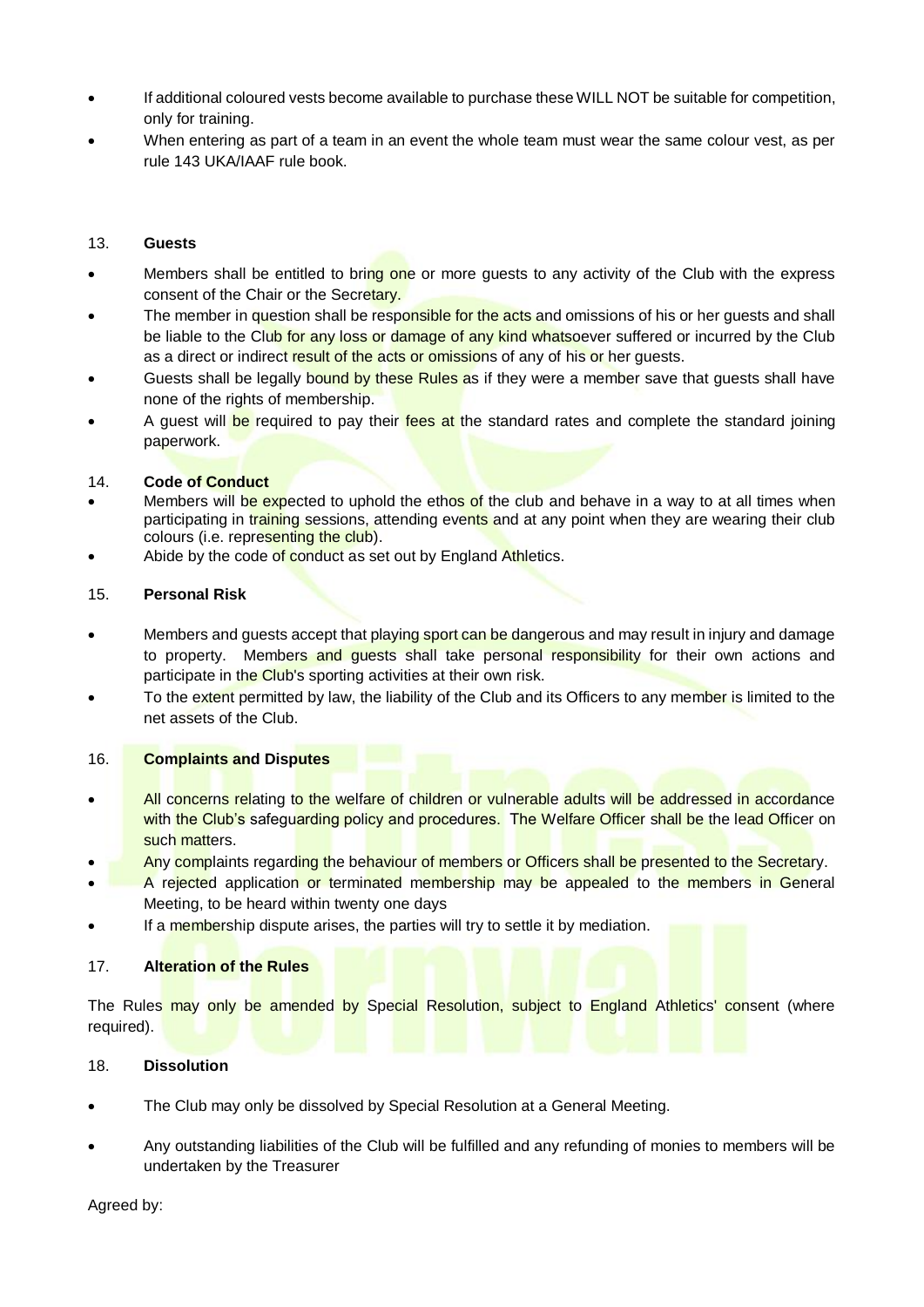- If additional coloured vests become available to purchase these WILL NOT be suitable for competition, only for training.
- When entering as part of a team in an event the whole team must wear the same colour vest, as per rule 143 UKA/IAAF rule book.

13. **Guests**

- Members shall be entitled to bring one or more guests to any activity of the Club with the express consent of the Chair or the Secretary.
- The member in question shall be responsible for the acts and omissions of his or her guests and shall be liable to the Club for any loss or damage of any kind whatsoever suffered or incurred by the Club as a direct or indirect result of the acts or omissions of any of his or her guests.
- Guests shall be legally bound by these Rules as if they were a member save that guests shall have none of the rights of membership.
- A guest will be required to pay their fees at the standard rates and complete the standard joining paperwork.

14. **Code of Conduct**

- Members will be expected to uphold the ethos of the club and behave in a way to at all times when participating in training sessions, attending events and at any point when they are wearing their club colours (i.e. representing the club).
- Abide by the code of conduct as set out by England Athletics.

15. **Personal Risk**

- Members and guests accept that playing sport can be dangerous and may result in injury and damage to property. Members and guests shall take personal responsibility for their own actions and participate in the Club's sporting activities at their own risk.
- To the extent permitted by law, the liability of the Club and its Officers to any member is limited to the net assets of the Club.

16. **Complaints and Disputes**

- All concerns relating to the welfare of children or vulnerable adults will be addressed in accordance with the Club's safeguarding policy and procedures. The Welfare Officer shall be the lead Officer on such matters.
- Any complaints regarding the behaviour of members or Officers shall be presented to the Secretary.
- A rejected application or terminated membership may be appealed to the members in General Meeting, to be heard within twenty one days
- If a membership dispute arises, the parties will try to settle it by mediation.

17. **Alteration of the Rules**

The Rules may only be amended by Special Resolution, subject to England Athletics' consent (where required).

18. **Dissolution**

- The Club may only be dissolved by Special Resolution at a General Meeting.
- Any outstanding liabilities of the Club will be fulfilled and any refunding of monies to members will be undertaken by the Treasurer

Agreed by: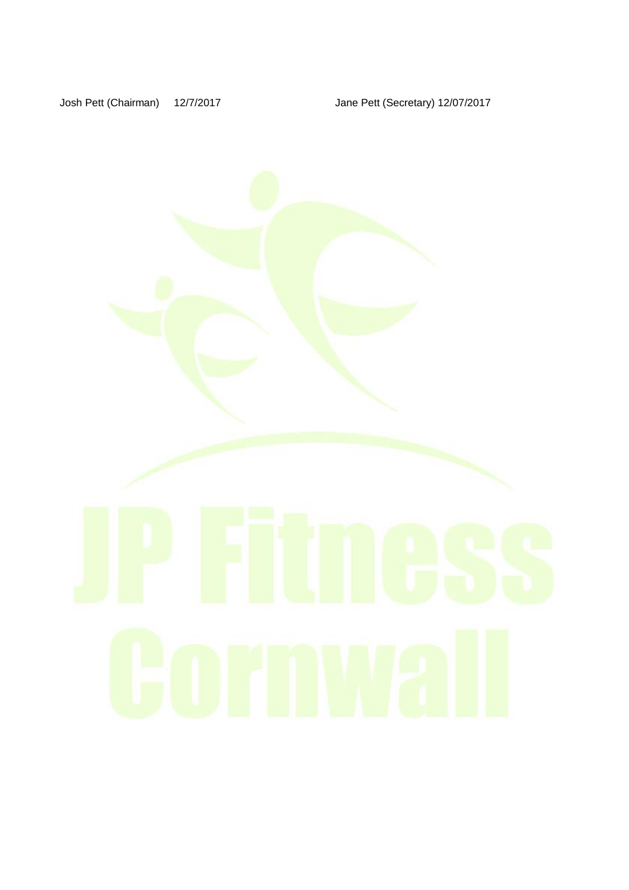Josh Pett (Chairman) 12/7/2017 Jane Pett (Secretary) 12/07/2017